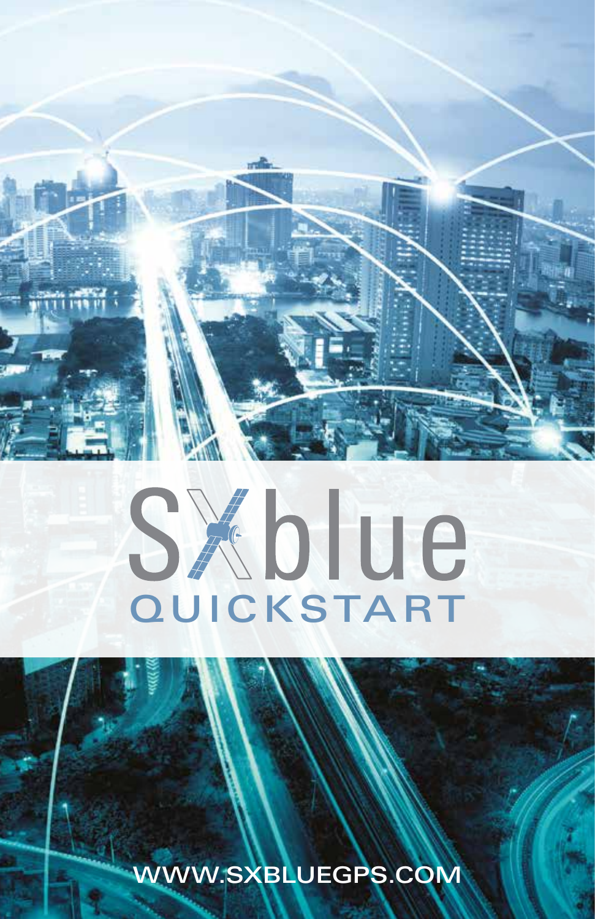# SXblue

## QUICKSTART

WWW.SXBLUEGPS.COM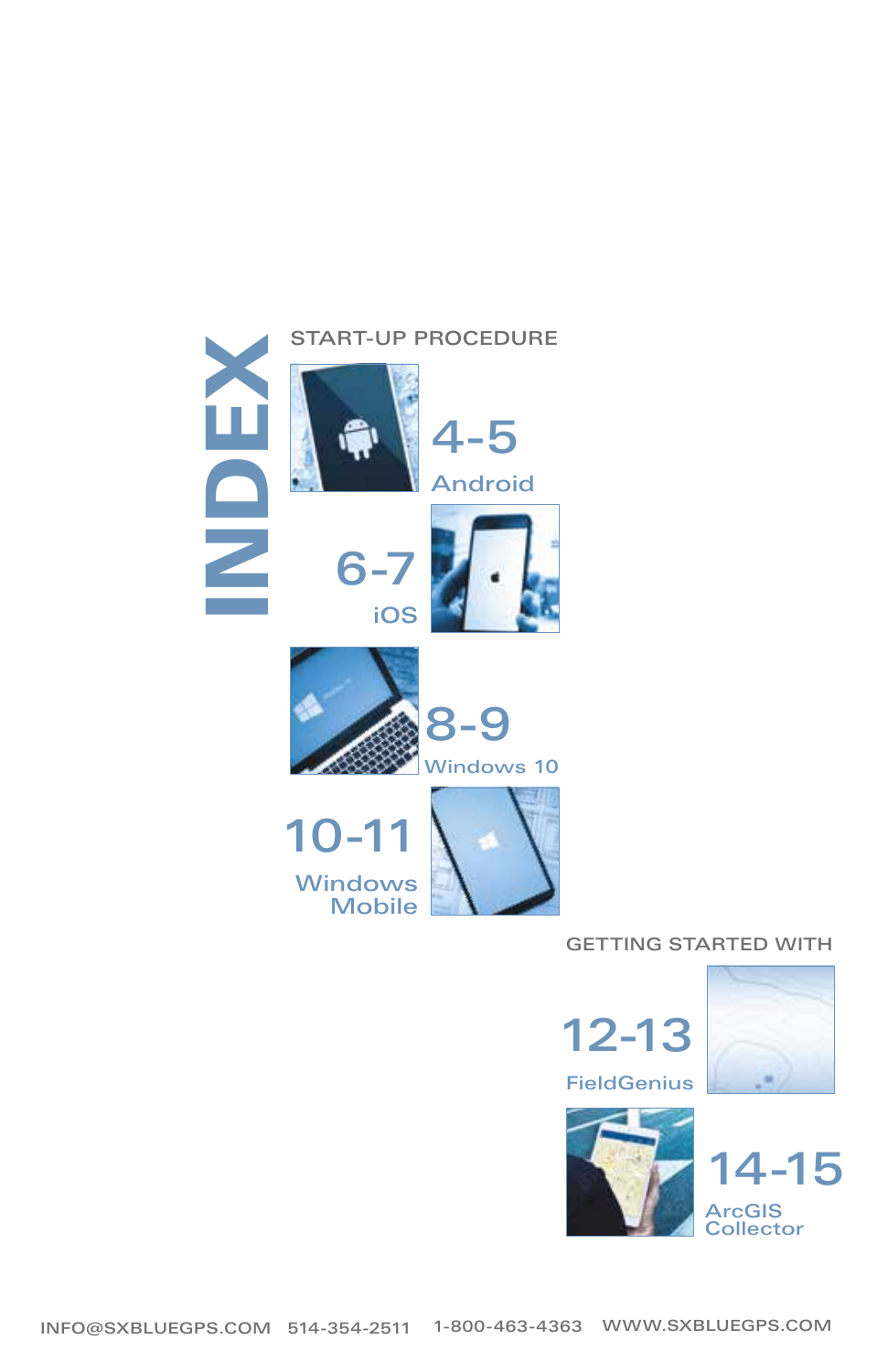# INDEX

## START-UP PROCEDURE

- 4-5 Android
- 6-7 iOS
- 8-9 Windows 10
- 10-11 Windows Mobile

## GETTING STARTED WITH

- 12-13 FieldGenius
- 14-15 ArcGIS Collector

INFO@SXBLUEGPS.COM 514-354-2511 1-800-463-4363 WWW.SXBLUEGPS.COM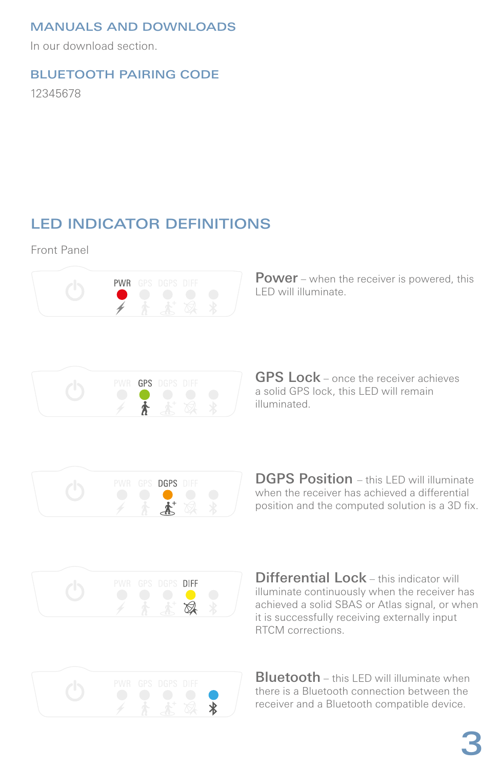## MANUALS AND DOWNLOADS

In our download section.

## BLUETOOTH PAIRING CODE

12345678

## LED INDICATOR DEFINITIONS

Front Panel

**Power** – when the receiver is powered, this LED will illuminate.

**GPS Lock** – once the receiver achieves a solid GPS lock, this LED will remain illuminated.

**DGPS Position** – this LED will illuminate when the receiver has achieved a differential position and the computed solution is a 3D fix.

**Differential Lock** – this indicator will illuminate continuously when the receiver has achieved a solid SBAS or Atlas signal, or when it is successfully receiving externally input RTCM corrections.

**Bluetooth** – this LED will illuminate when there is a Bluetooth connection between the receiver and a Bluetooth compatible device.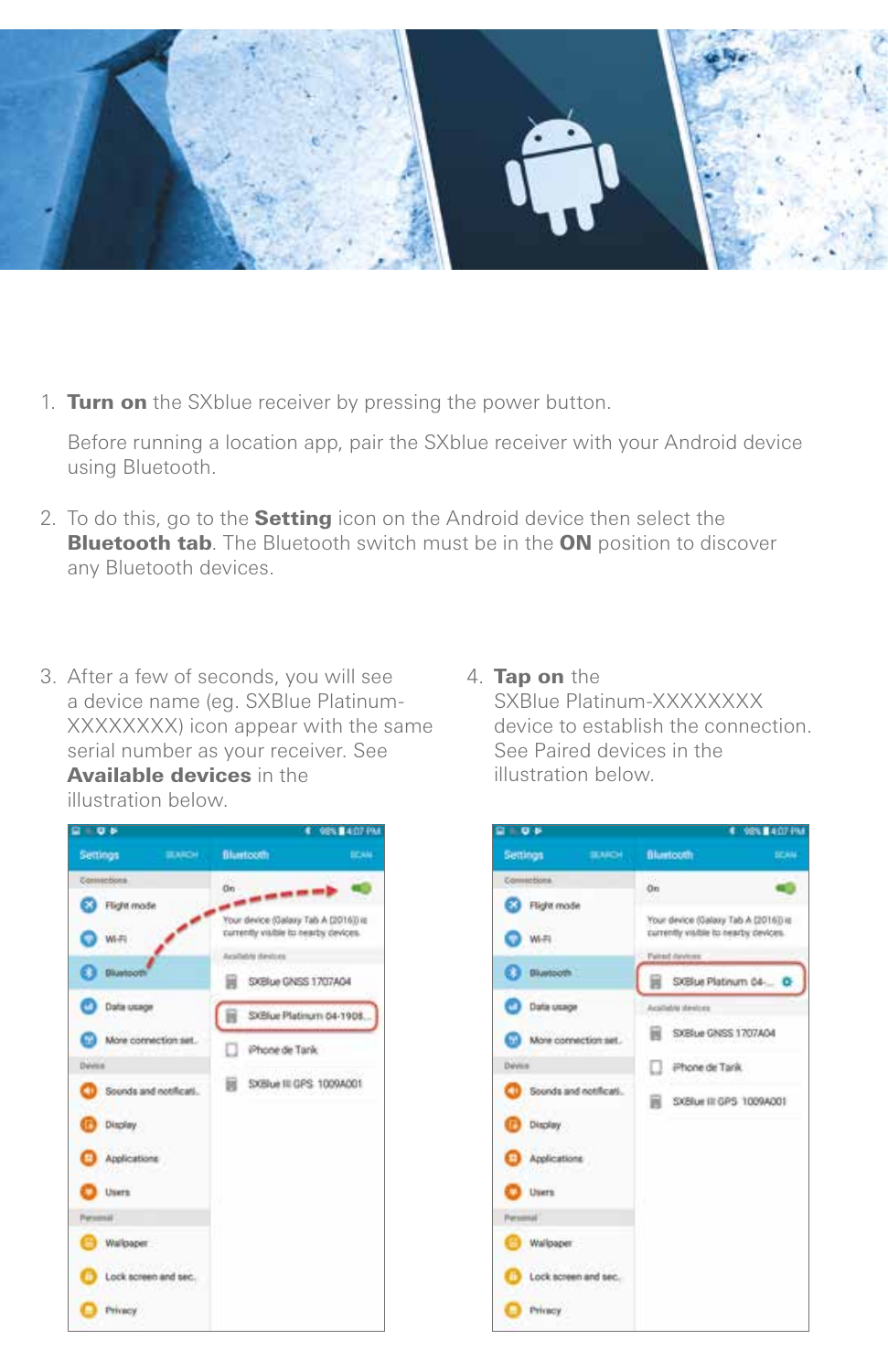1. **Turn on** the SXblue receiver by pressing the power button.

   Before running a location app, pair the SXblue receiver with your Android device using Bluetooth.

2. To do this, go to the **Setting** icon on the Android device then select the **Bluetooth tab**. The Bluetooth switch must be in the **ON** position to discover any Bluetooth devices.

3. After a few of seconds, you will see a device name (eg. SXBlue Platinum-XXXXXXXX) icon appear with the same serial number as your receiver. See **Available devices** in the illustration below.

4. **Tap on** the SXBlue Platinum-XXXXXXXX device to establish the connection. See Paired devices in the illustration below.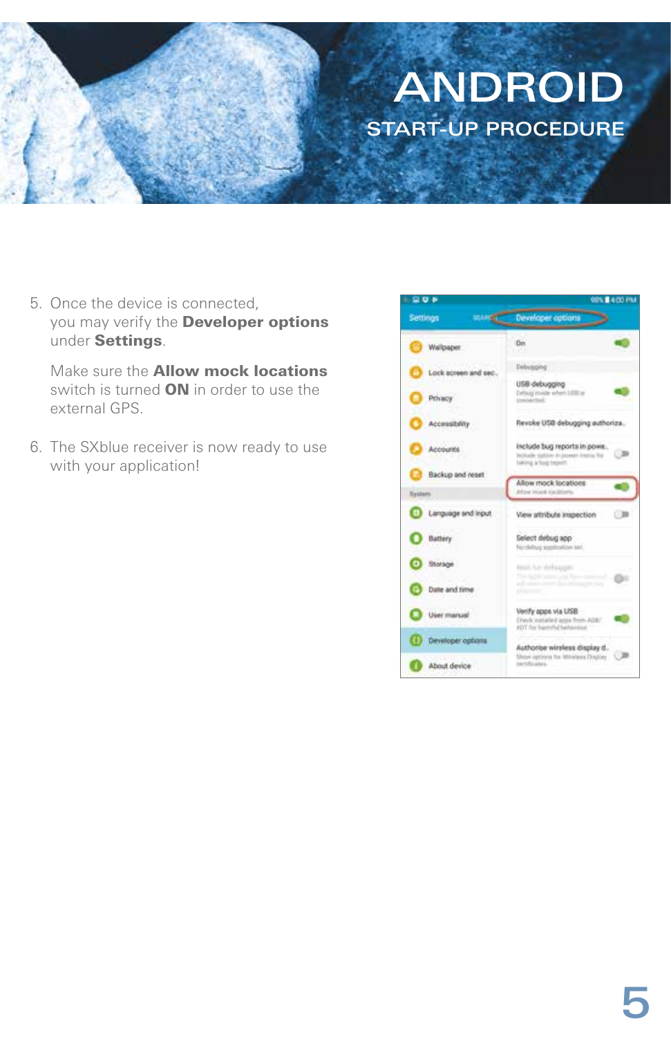# ANDROID

## START-UP PROCEDURE

5. Once the device is connected, you may verify the **Developer options** under **Settings**.

   Make sure the **Allow mock locations** switch is turned **ON** in order to use the external GPS.

6. The SXblue receiver is now ready to use with your application!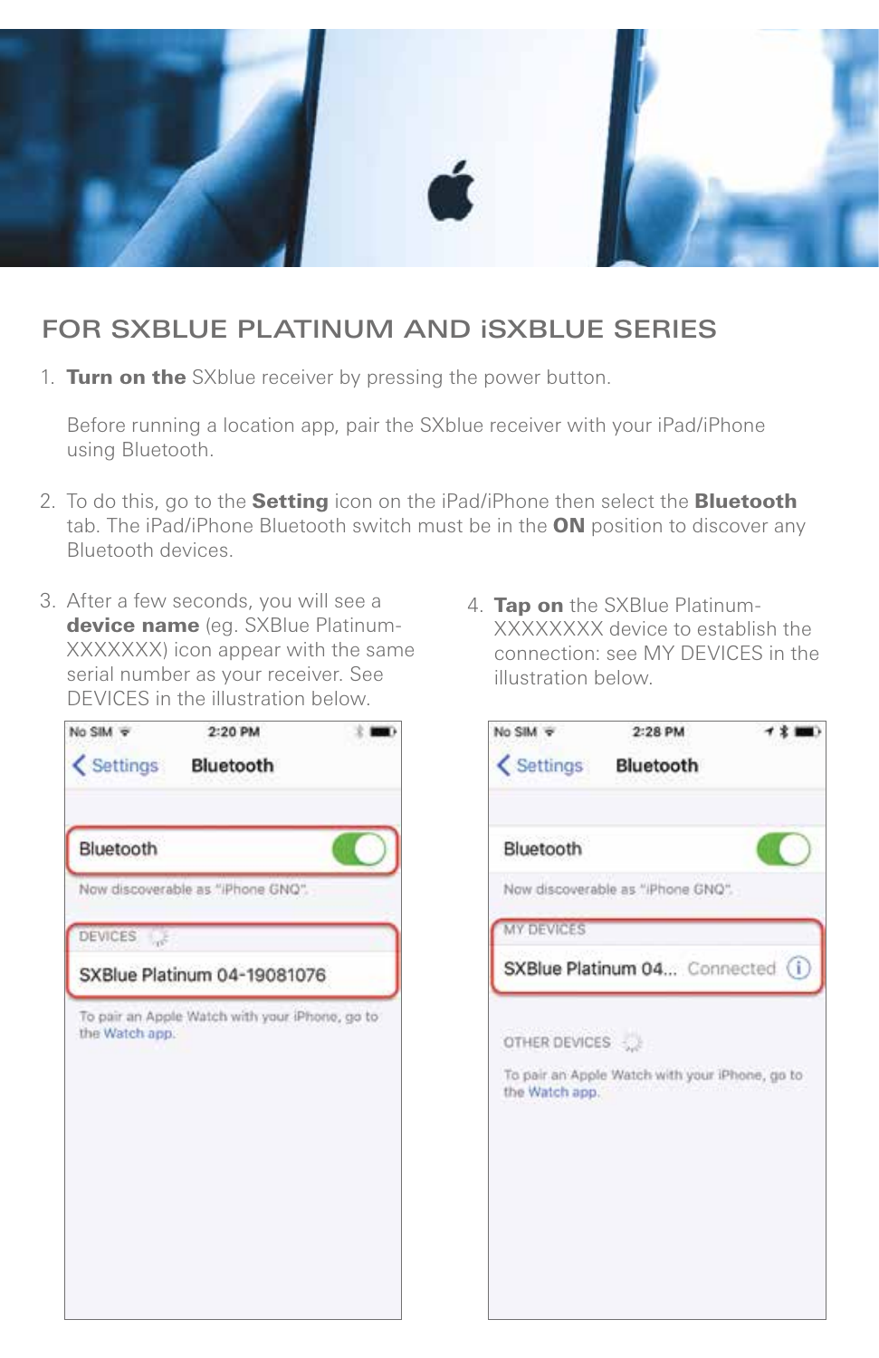## FOR SXBLUE PLATINUM AND iSXBLUE SERIES

1. **Turn on the** SXblue receiver by pressing the power button.

   Before running a location app, pair the SXblue receiver with your iPad/iPhone using Bluetooth.

2. To do this, go to the **Setting** icon on the iPad/iPhone then select the **Bluetooth** tab. The iPad/iPhone Bluetooth switch must be in the **ON** position to discover any Bluetooth devices.

3. After a few seconds, you will see a **device name** (eg. SXBlue Platinum-XXXXXXX) icon appear with the same serial number as your receiver. See DEVICES in the illustration below.

4. **Tap on** the SXBlue Platinum-XXXXXXXX device to establish the connection: see MY DEVICES in the illustration below.

No SIM 2:20 PM

Settings Bluetooth

Bluetooth

Now discoverable as "iPhone GNQ".

DEVICES

SXBlue Platinum 04-19081076

To pair an Apple Watch with your iPhone, go to the Watch app.

No SIM 2:28 PM

Settings Bluetooth

Bluetooth

Now discoverable as "iPhone GNQ".

MY DEVICES

SXBlue Platinum 04... Connected

OTHER DEVICES

To pair an Apple Watch with your iPhone, go to the Watch app.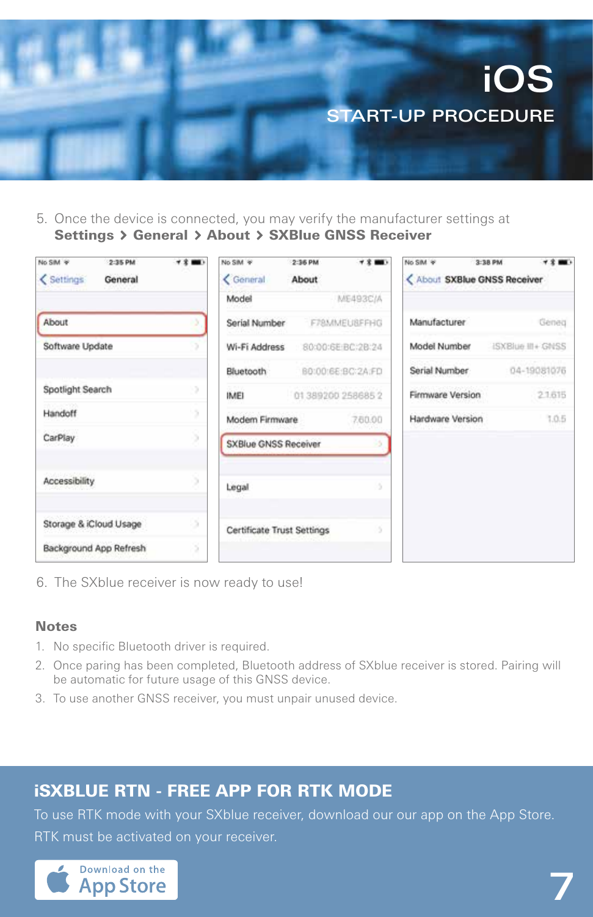# iOS
## START-UP PROCEDURE

5. Once the device is connected, you may verify the manufacturer settings at **Settings > General > About > SXBlue GNSS Receiver**

6. The SXblue receiver is now ready to use!

### Notes

1. No specific Bluetooth driver is required.
2. Once paring has been completed, Bluetooth address of SXblue receiver is stored. Pairing will be automatic for future usage of this GNSS device.
3. To use another GNSS receiver, you must unpair unused device.

## iSXBLUE RTN - FREE APP FOR RTK MODE

To use RTK mode with your SXblue receiver, download our our app on the App Store. RTK must be activated on your receiver.

Download on the App Store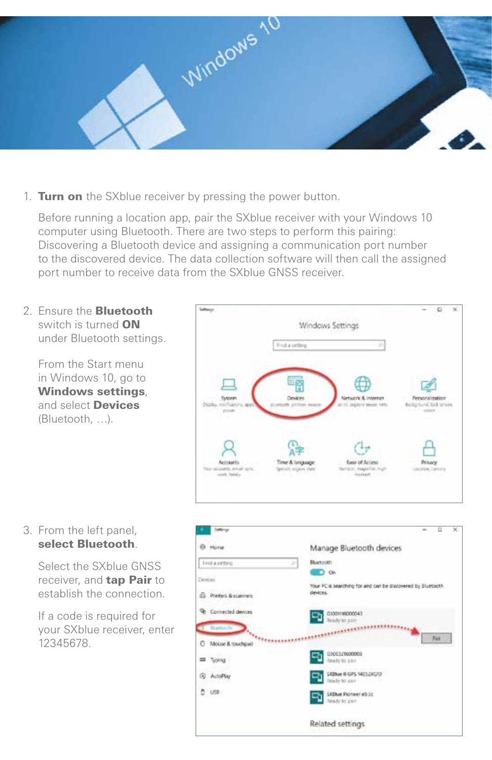1. **Turn on** the SXblue receiver by pressing the power button.

   Before running a location app, pair the SXblue receiver with your Windows 10 computer using Bluetooth. There are two steps to perform this pairing: Discovering a Bluetooth device and assigning a communication port number to the discovered device. The data collection software will then call the assigned port number to receive data from the SXblue GNSS receiver.

2. Ensure the **Bluetooth** switch is turned **ON** under Bluetooth settings.

   From the Start menu in Windows 10, go to **Windows settings**, and select **Devices** (Bluetooth, …).

3. From the left panel, **select Bluetooth**.

   Select the SXblue GNSS receiver, and **tap Pair** to establish the connection.

   If a code is required for your SXblue receiver, enter 12345678.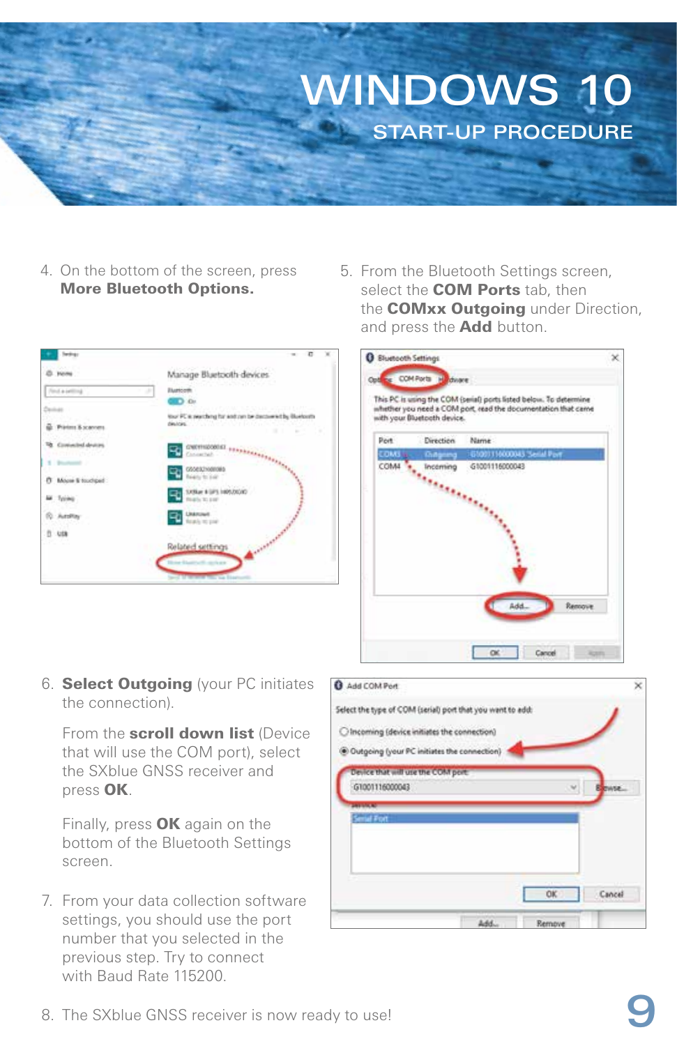# WINDOWS 10

## START-UP PROCEDURE

4. On the bottom of the screen, press **More Bluetooth Options.**

5. From the Bluetooth Settings screen, select the **COM Ports** tab, then the **COMxx Outgoing** under Direction, and press the **Add** button.

6. **Select Outgoing** (your PC initiates the connection).

   From the **scroll down list** (Device that will use the COM port), select the SXblue GNSS receiver and press **OK**.

   Finally, press **OK** again on the bottom of the Bluetooth Settings screen.

7. From your data collection software settings, you should use the port number that you selected in the previous step. Try to connect with Baud Rate 115200.

8. The SXblue GNSS receiver is now ready to use!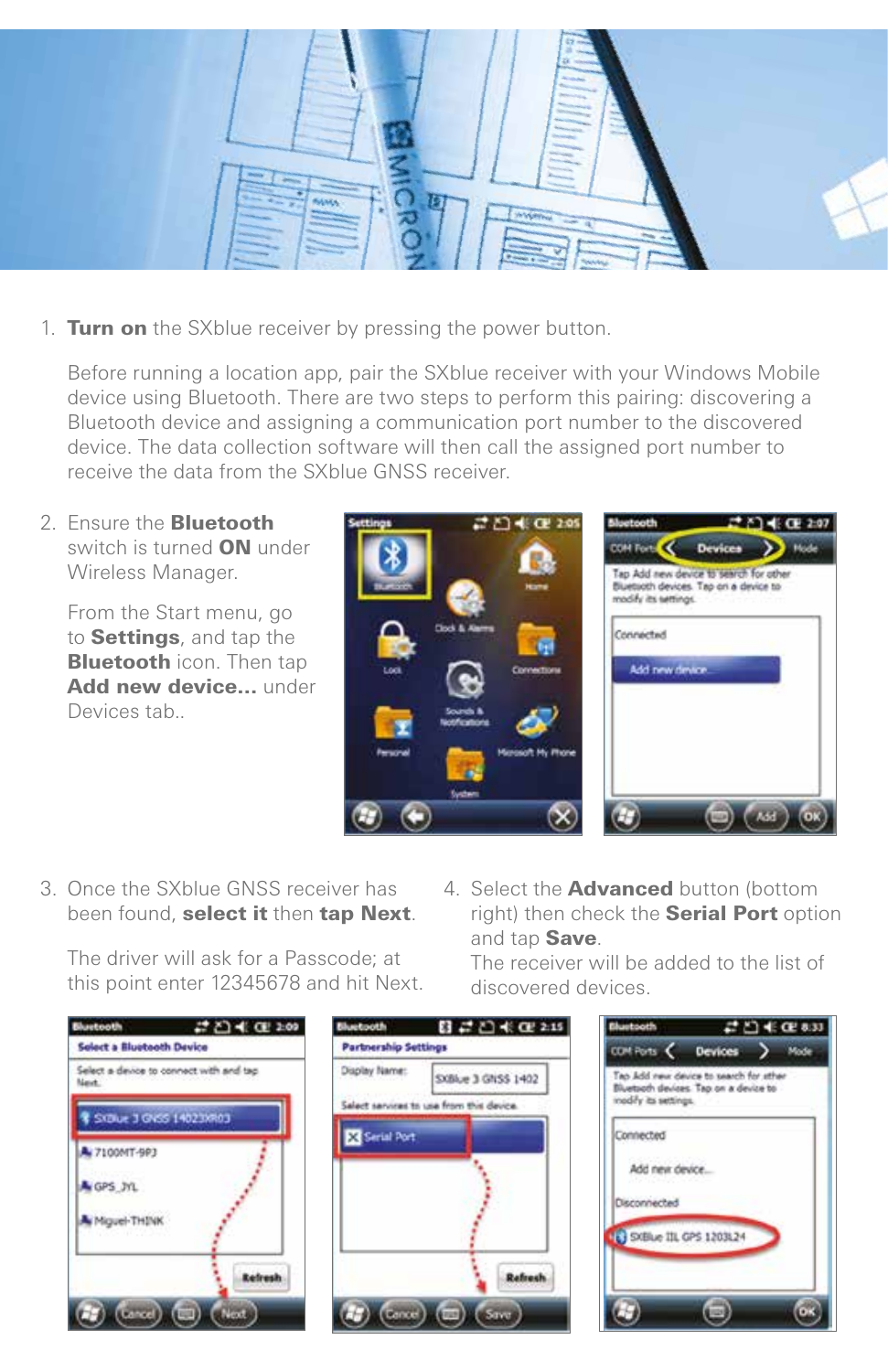1. **Turn on** the SXblue receiver by pressing the power button.

   Before running a location app, pair the SXblue receiver with your Windows Mobile device using Bluetooth. There are two steps to perform this pairing: discovering a Bluetooth device and assigning a communication port number to the discovered device. The data collection software will then call the assigned port number to receive the data from the SXblue GNSS receiver.

2. Ensure the **Bluetooth** switch is turned **ON** under Wireless Manager.

   From the Start menu, go to **Settings**, and tap the **Bluetooth** icon. Then tap **Add new device...** under Devices tab..

3. Once the SXblue GNSS receiver has been found, **select it** then **tap Next**.

   The driver will ask for a Passcode; at this point enter 12345678 and hit Next.

4. Select the **Advanced** button (bottom right) then check the **Serial Port** option and tap **Save**.
   The receiver will be added to the list of discovered devices.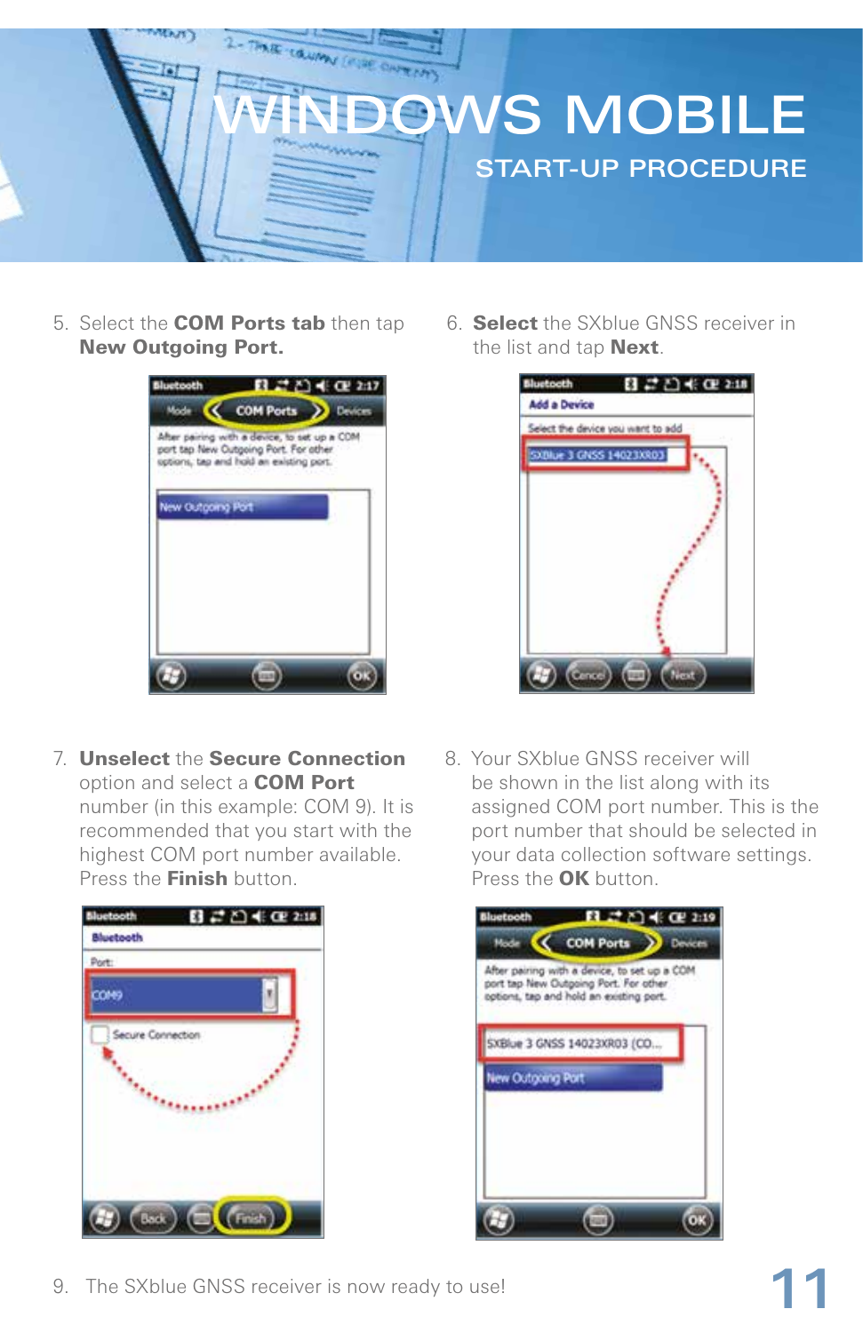# WINDOWS MOBILE

## START-UP PROCEDURE

5. Select the **COM Ports tab** then tap **New Outgoing Port.**

6. **Select** the SXblue GNSS receiver in the list and tap **Next**.

7. **Unselect** the **Secure Connection** option and select a **COM Port** number (in this example: COM 9). It is recommended that you start with the highest COM port number available. Press the **Finish** button.

8. Your SXblue GNSS receiver will be shown in the list along with its assigned COM port number. This is the port number that should be selected in your data collection software settings. Press the **OK** button.

9. The SXblue GNSS receiver is now ready to use!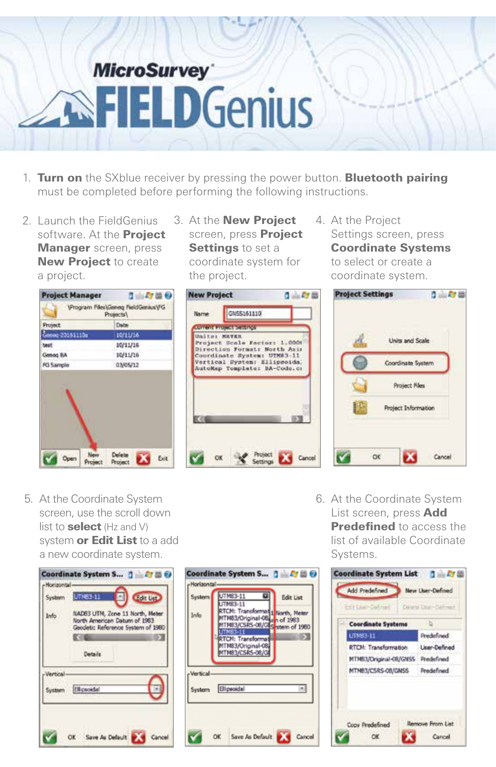# MicroSurvey FIELDGenius

1. **Turn on** the SXblue receiver by pressing the power button. **Bluetooth pairing** must be completed before performing the following instructions.

2. Launch the FieldGenius software. At the **Project Manager** screen, press **New Project** to create a project.

3. At the **New Project** screen, press **Project Settings** to set a coordinate system for the project.

4. At the Project Settings screen, press **Coordinate Systems** to select or create a coordinate system.

5. At the Coordinate System screen, use the scroll down list to **select** (Hz and V) system **or Edit List** to a add a new coordinate system.

6. At the Coordinate System List screen, press **Add Predefined** to access the list of available Coordinate Systems.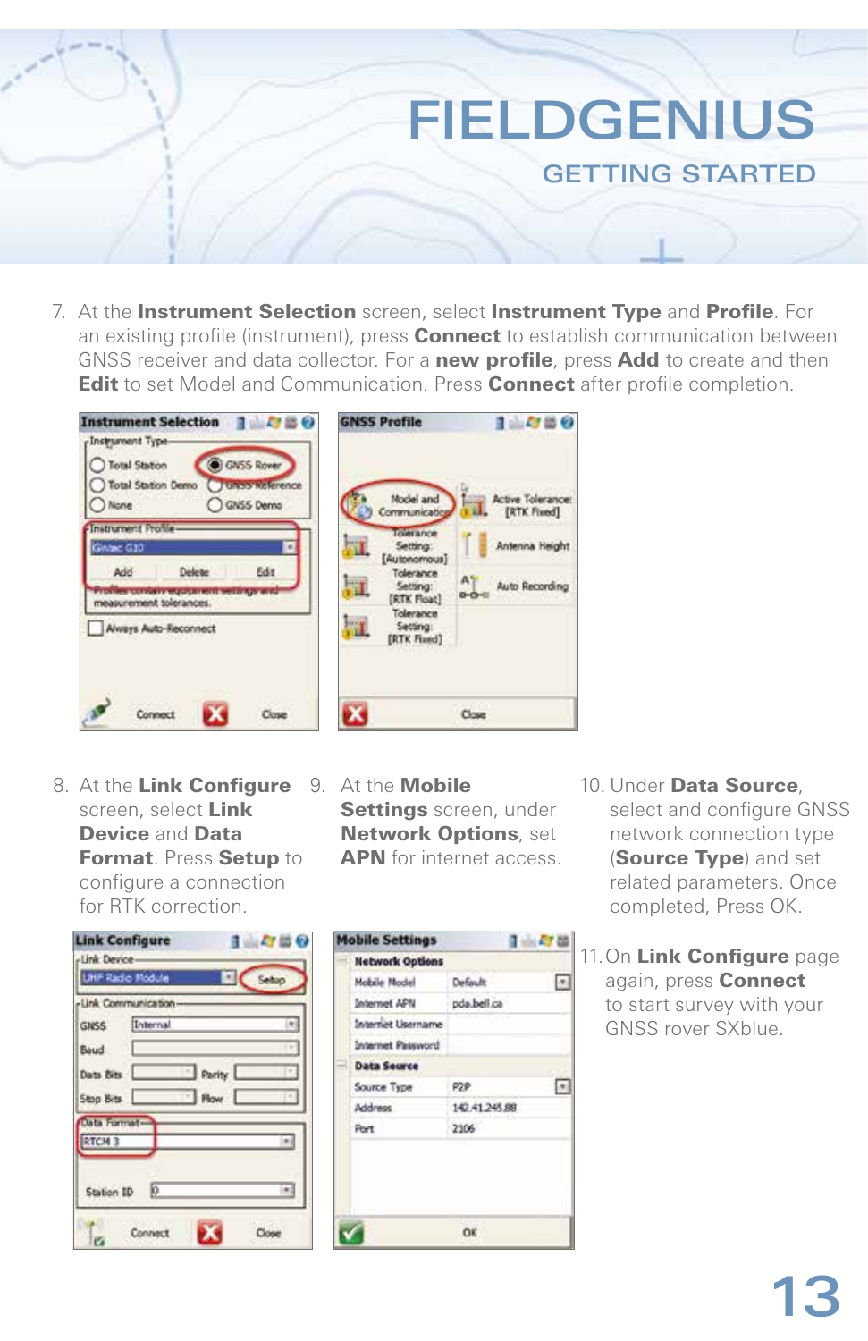7. At the **Instrument Selection** screen, select **Instrument Type** and **Profile**. For an existing profile (instrument), press **Connect** to establish communication between GNSS receiver and data collector. For a **new profile**, press **Add** to create and then **Edit** to set Model and Communication. Press **Connect** after profile completion.

8. At the **Link Configure** screen, select **Link Device** and **Data Format**. Press **Setup** to configure a connection for RTK correction.

9. At the **Mobile Settings** screen, under **Network Options**, set **APN** for internet access.

10. Under **Data Source**, select and configure GNSS network connection type (**Source Type**) and set related parameters. Once completed, Press OK.

11. On **Link Configure** page again, press **Connect** to start survey with your GNSS rover SXblue.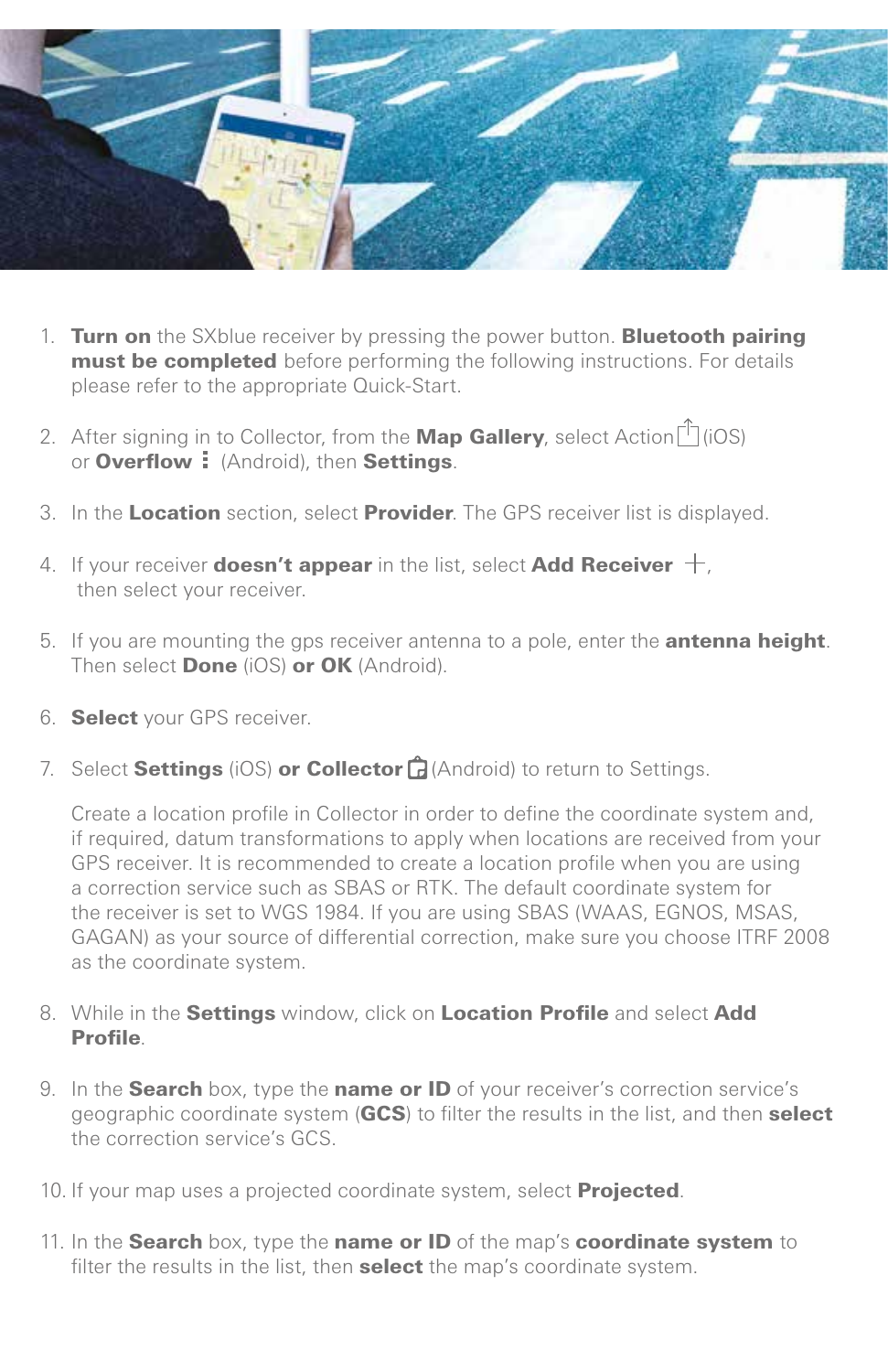1. **Turn on** the SXblue receiver by pressing the power button. **Bluetooth pairing must be completed** before performing the following instructions. For details please refer to the appropriate Quick-Start.

2. After signing in to Collector, from the **Map Gallery**, select Action (iOS) or **Overflow** ⋮ (Android), then **Settings**.

3. In the **Location** section, select **Provider**. The GPS receiver list is displayed.

4. If your receiver **doesn't appear** in the list, select **Add Receiver** +, then select your receiver.

5. If you are mounting the gps receiver antenna to a pole, enter the **antenna height**. Then select **Done** (iOS) **or OK** (Android).

6. **Select** your GPS receiver.

7. Select **Settings** (iOS) **or Collector** (Android) to return to Settings.

   Create a location profile in Collector in order to define the coordinate system and, if required, datum transformations to apply when locations are received from your GPS receiver. It is recommended to create a location profile when you are using a correction service such as SBAS or RTK. The default coordinate system for the receiver is set to WGS 1984. If you are using SBAS (WAAS, EGNOS, MSAS, GAGAN) as your source of differential correction, make sure you choose ITRF 2008 as the coordinate system.

8. While in the **Settings** window, click on **Location Profile** and select **Add Profile**.

9. In the **Search** box, type the **name or ID** of your receiver's correction service's geographic coordinate system (**GCS**) to filter the results in the list, and then **select** the correction service's GCS.

10. If your map uses a projected coordinate system, select **Projected**.

11. In the **Search** box, type the **name or ID** of the map's **coordinate system** to filter the results in the list, then **select** the map's coordinate system.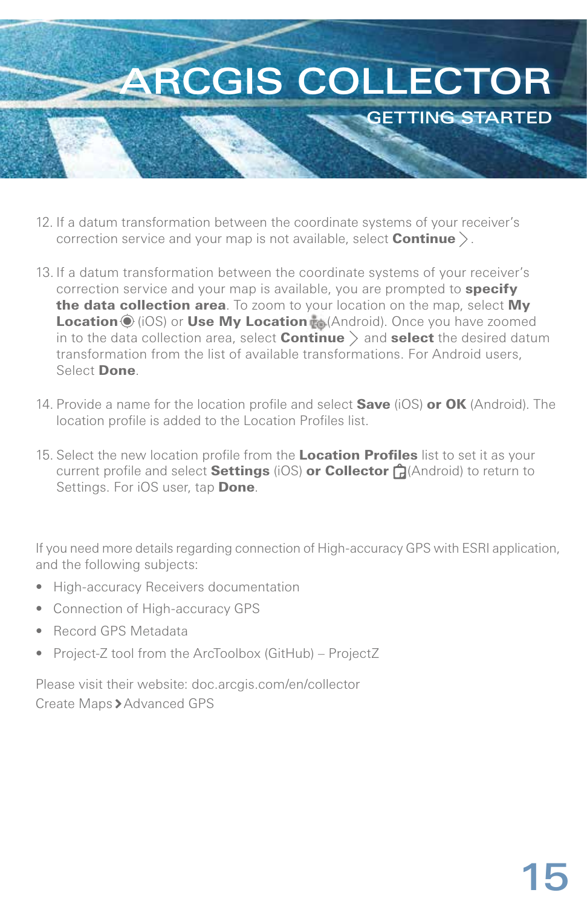# ARCGIS COLLECTOR

## GETTING STARTED

12. If a datum transformation between the coordinate systems of your receiver's correction service and your map is not available, select **Continue** ›.

13. If a datum transformation between the coordinate systems of your receiver's correction service and your map is available, you are prompted to **specify the data collection area**. To zoom to your location on the map, select **My Location** (iOS) or **Use My Location** (Android). Once you have zoomed in to the data collection area, select **Continue** › and **select** the desired datum transformation from the list of available transformations. For Android users, Select **Done**.

14. Provide a name for the location profile and select **Save** (iOS) **or OK** (Android). The location profile is added to the Location Profiles list.

15. Select the new location profile from the **Location Profiles** list to set it as your current profile and select **Settings** (iOS) **or Collector** (Android) to return to Settings. For iOS user, tap **Done**.

If you need more details regarding connection of High-accuracy GPS with ESRI application, and the following subjects:

- High-accuracy Receivers documentation
- Connection of High-accuracy GPS
- Record GPS Metadata
- Project-Z tool from the ArcToolbox (GitHub) – ProjectZ

Please visit their website: doc.arcgis.com/en/collector
Create Maps › Advanced GPS